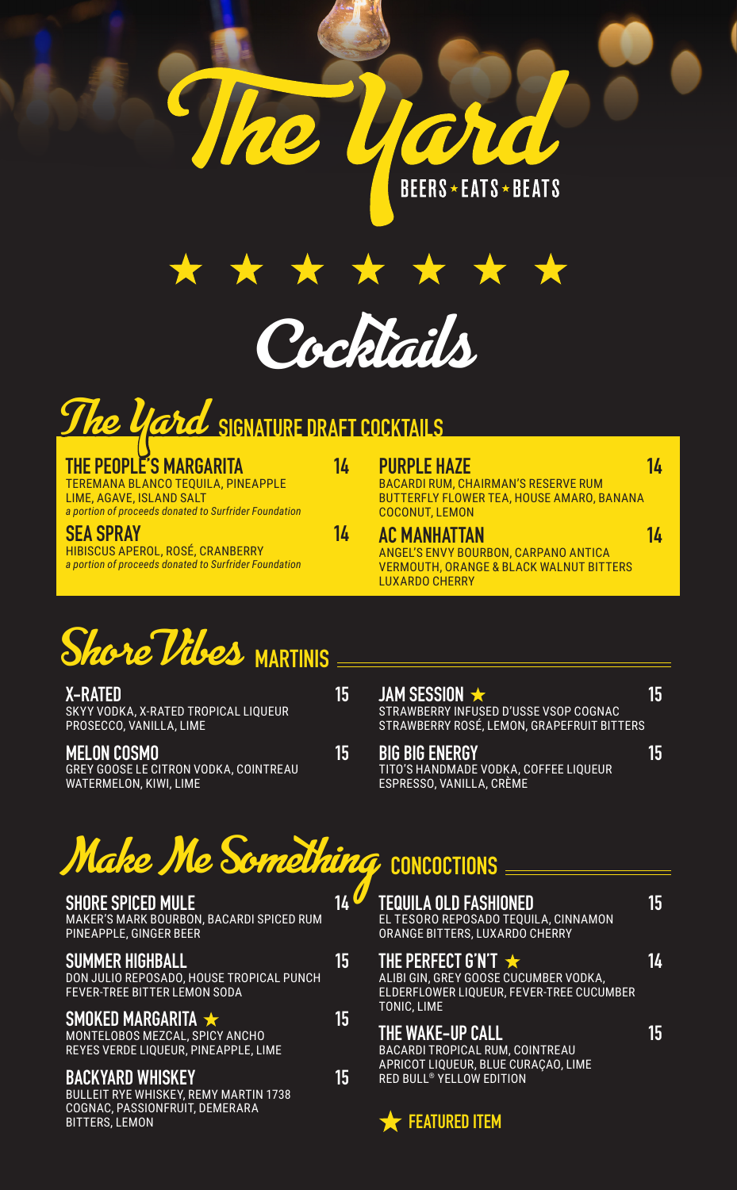# The Yard

BEERS ★ EATS ★ BEATS

★ ★ ★ ★ ★ ★ ★

# Cocktails

## The Yard SIGNATURE DRAFT COCKTAILS

**THE PEOPLE'S MARGARITA** 14
TEREMANA BLANCO TEQUILA, PINEAPPLE LIME, AGAVE, ISLAND SALT
*a portion of proceeds donated to Surfrider Foundation*

**SEA SPRAY** 14
HIBISCUS APEROL, ROSÉ, CRANBERRY
*a portion of proceeds donated to Surfrider Foundation*

**PURPLE HAZE** 14
BACARDI RUM, CHAIRMAN'S RESERVE RUM BUTTERFLY FLOWER TEA, HOUSE AMARO, BANANA COCONUT, LEMON

**AC MANHATTAN** 14
ANGEL'S ENVY BOURBON, CARPANO ANTICA VERMOUTH, ORANGE & BLACK WALNUT BITTERS LUXARDO CHERRY

## Shore Vibes MARTINIS

**X-RATED** 15
SKYY VODKA, X-RATED TROPICAL LIQUEUR PROSECCO, VANILLA, LIME

**MELON COSMO** 15
GREY GOOSE LE CITRON VODKA, COINTREAU WATERMELON, KIWI, LIME

**JAM SESSION ★** 15
STRAWBERRY INFUSED D'USSE VSOP COGNAC STRAWBERRY ROSÉ, LEMON, GRAPEFRUIT BITTERS

**BIG BIG ENERGY** 15
TITO'S HANDMADE VODKA, COFFEE LIQUEUR ESPRESSO, VANILLA, CRÈME

## Make Me Something CONCOCTIONS

**SHORE SPICED MULE** 14
MAKER'S MARK BOURBON, BACARDI SPICED RUM PINEAPPLE, GINGER BEER

**SUMMER HIGHBALL** 15
DON JULIO REPOSADO, HOUSE TROPICAL PUNCH FEVER-TREE BITTER LEMON SODA

**SMOKED MARGARITA ★** 15
MONTELOBOS MEZCAL, SPICY ANCHO REYES VERDE LIQUEUR, PINEAPPLE, LIME

**BACKYARD WHISKEY** 15
BULLEIT RYE WHISKEY, REMY MARTIN 1738 COGNAC, PASSIONFRUIT, DEMERARA BITTERS, LEMON

**TEQUILA OLD FASHIONED** 15
EL TESORO REPOSADO TEQUILA, CINNAMON ORANGE BITTERS, LUXARDO CHERRY

**THE PERFECT G'N'T ★** 14
ALIBI GIN, GREY GOOSE CUCUMBER VODKA, ELDERFLOWER LIQUEUR, FEVER-TREE CUCUMBER TONIC, LIME

**THE WAKE-UP CALL** 15
BACARDI TROPICAL RUM, COINTREAU APRICOT LIQUEUR, BLUE CURAÇAO, LIME RED BULL® YELLOW EDITION

★ FEATURED ITEM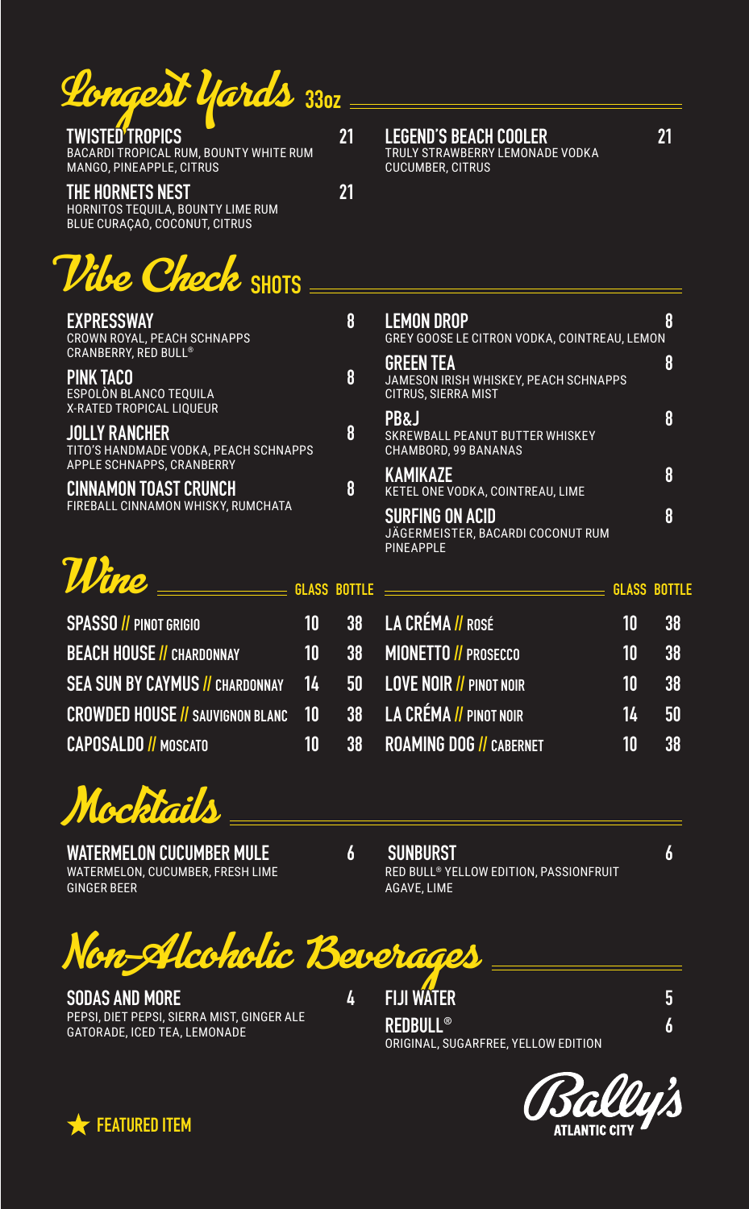## Longest Yards 33oz

**TWISTED TROPICS** 21
BACARDI TROPICAL RUM, BOUNTY WHITE RUM
MANGO, PINEAPPLE, CITRUS

**THE HORNETS NEST** 21
HORNITOS TEQUILA, BOUNTY LIME RUM
BLUE CURAÇAO, COCONUT, CITRUS

**LEGEND'S BEACH COOLER** 21
TRULY STRAWBERRY LEMONADE VODKA
CUCUMBER, CITRUS

## Vibe Check SHOTS

**EXPRESSWAY** 8
CROWN ROYAL, PEACH SCHNAPPS
CRANBERRY, RED BULL®

**PINK TACO** 8
ESPOLÒN BLANCO TEQUILA
X-RATED TROPICAL LIQUEUR

**JOLLY RANCHER** 8
TITO'S HANDMADE VODKA, PEACH SCHNAPPS
APPLE SCHNAPPS, CRANBERRY

**CINNAMON TOAST CRUNCH** 8
FIREBALL CINNAMON WHISKY, RUMCHATA

**LEMON DROP** 8
GREY GOOSE LE CITRON VODKA, COINTREAU, LEMON

**GREEN TEA** 8
JAMESON IRISH WHISKEY, PEACH SCHNAPPS
CITRUS, SIERRA MIST

**PB&J** 8
SKREWBALL PEANUT BUTTER WHISKEY
CHAMBORD, 99 BANANAS

**KAMIKAZE** 8
KETEL ONE VODKA, COINTREAU, LIME

**SURFING ON ACID** 8
JÄGERMEISTER, BACARDI COCONUT RUM
PINEAPPLE

## Wine

| | GLASS | BOTTLE |
|---|---|---|
| SPASSO // PINOT GRIGIO | 10 | 38 |
| BEACH HOUSE // CHARDONNAY | 10 | 38 |
| SEA SUN BY CAYMUS // CHARDONNAY | 14 | 50 |
| CROWDED HOUSE // SAUVIGNON BLANC | 10 | 38 |
| CAPOSALDO // MOSCATO | 10 | 38 |
| LA CRÉMA // ROSÉ | 10 | 38 |
| MIONETTO // PROSECCO | 10 | 38 |
| LOVE NOIR // PINOT NOIR | 10 | 38 |
| LA CRÉMA // PINOT NOIR | 14 | 50 |
| ROAMING DOG // CABERNET | 10 | 38 |

## Mocktails

**WATERMELON CUCUMBER MULE** 6
WATERMELON, CUCUMBER, FRESH LIME
GINGER BEER

**SUNBURST** 6
RED BULL® YELLOW EDITION, PASSIONFRUIT
AGAVE, LIME

## Non-Alcoholic Beverages

**SODAS AND MORE** 4
PEPSI, DIET PEPSI, SIERRA MIST, GINGER ALE
GATORADE, ICED TEA, LEMONADE

**FIJI WATER** 5

**REDBULL®** 6
ORIGINAL, SUGARFREE, YELLOW EDITION

★ FEATURED ITEM

Bally's ATLANTIC CITY